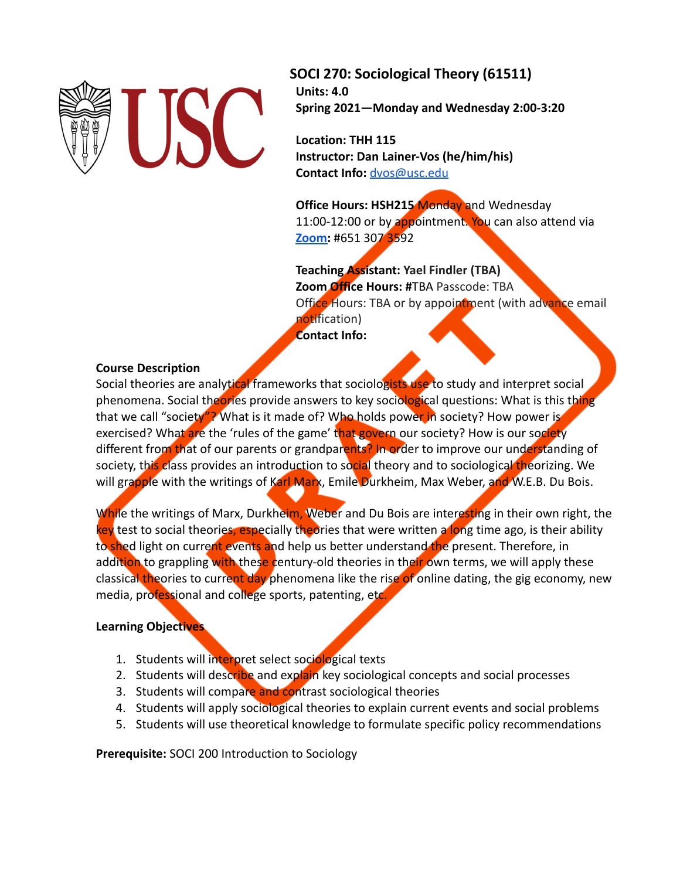# SOCI 270: Sociological Theory (61511)

**Units: 4.0**
**Spring 2021—Monday and Wednesday 2:00-3:20**

**Location: THH 115**
**Instructor: Dan Lainer-Vos (he/him/his)**
**Contact Info:** dvos@usc.edu

**Office Hours: HSH215** Monday and Wednesday 11:00-12:00 or by appointment. You can also attend via **Zoom**: #651 307 3592

**Teaching Assistant: Yael Findler (TBA)**
**Zoom Office Hours: #**TBA Passcode: TBA
Office Hours: TBA or by appointment (with advance email notification)
**Contact Info:**

**Course Description**

Social theories are analytical frameworks that sociologists use to study and interpret social phenomena. Social theories provide answers to key sociological questions: What is this thing that we call "society"? What is it made of? Who holds power in society? How power is exercised? What are the 'rules of the game' that govern our society? How is our society different from that of our parents or grandparents? In order to improve our understanding of society, this class provides an introduction to social theory and to sociological theorizing. We will grapple with the writings of Karl Marx, Emile Durkheim, Max Weber, and W.E.B. Du Bois.

While the writings of Marx, Durkheim, Weber and Du Bois are interesting in their own right, the key test to social theories, especially theories that were written a long time ago, is their ability to shed light on current events and help us better understand the present. Therefore, in addition to grappling with these century-old theories in their own terms, we will apply these classical theories to current day phenomena like the rise of online dating, the gig economy, new media, professional and college sports, patenting, etc.

**Learning Objectives**

1. Students will interpret select sociological texts
2. Students will describe and explain key sociological concepts and social processes
3. Students will compare and contrast sociological theories
4. Students will apply sociological theories to explain current events and social problems
5. Students will use theoretical knowledge to formulate specific policy recommendations

**Prerequisite:** SOCI 200 Introduction to Sociology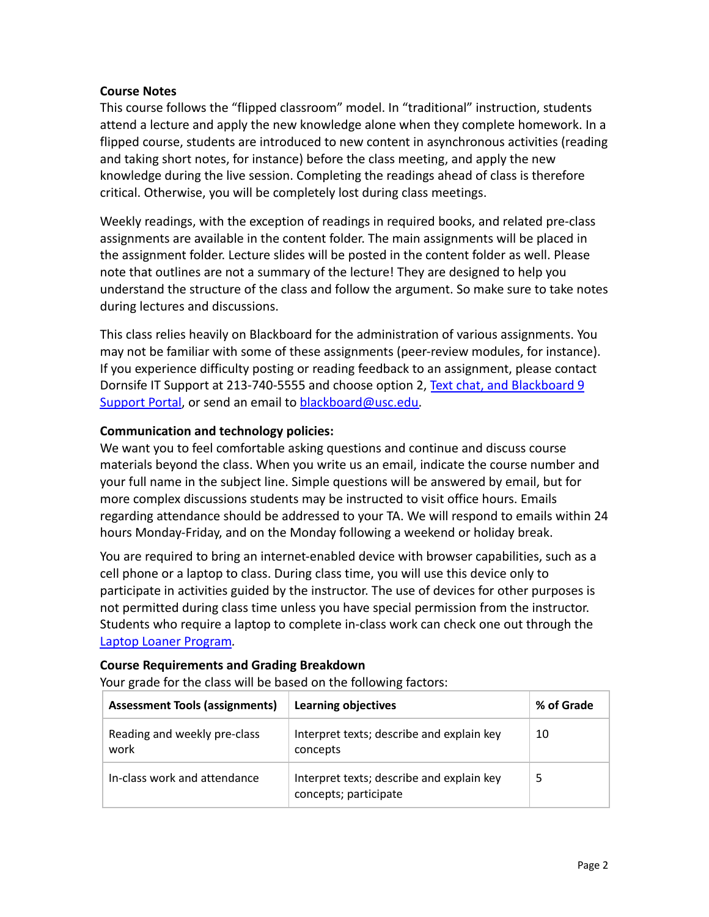**Course Notes**

This course follows the "flipped classroom" model. In "traditional" instruction, students attend a lecture and apply the new knowledge alone when they complete homework. In a flipped course, students are introduced to new content in asynchronous activities (reading and taking short notes, for instance) before the class meeting, and apply the new knowledge during the live session. Completing the readings ahead of class is therefore critical. Otherwise, you will be completely lost during class meetings.

Weekly readings, with the exception of readings in required books, and related pre-class assignments are available in the content folder. The main assignments will be placed in the assignment folder. Lecture slides will be posted in the content folder as well. Please note that outlines are not a summary of the lecture! They are designed to help you understand the structure of the class and follow the argument. So make sure to take notes during lectures and discussions.

This class relies heavily on Blackboard for the administration of various assignments. You may not be familiar with some of these assignments (peer-review modules, for instance). If you experience difficulty posting or reading feedback to an assignment, please contact Dornsife IT Support at 213-740-5555 and choose option 2, Text chat, and Blackboard 9 Support Portal, or send an email to blackboard@usc.edu.

**Communication and technology policies:**

We want you to feel comfortable asking questions and continue and discuss course materials beyond the class. When you write us an email, indicate the course number and your full name in the subject line. Simple questions will be answered by email, but for more complex discussions students may be instructed to visit office hours. Emails regarding attendance should be addressed to your TA. We will respond to emails within 24 hours Monday-Friday, and on the Monday following a weekend or holiday break.

You are required to bring an internet-enabled device with browser capabilities, such as a cell phone or a laptop to class. During class time, you will use this device only to participate in activities guided by the instructor. The use of devices for other purposes is not permitted during class time unless you have special permission from the instructor. Students who require a laptop to complete in-class work can check one out through the Laptop Loaner Program.

**Course Requirements and Grading Breakdown**

Your grade for the class will be based on the following factors:

| Assessment Tools (assignments) | Learning objectives | % of Grade |
|---|---|---|
| Reading and weekly pre-class work | Interpret texts; describe and explain key concepts | 10 |
| In-class work and attendance | Interpret texts; describe and explain key concepts; participate | 5 |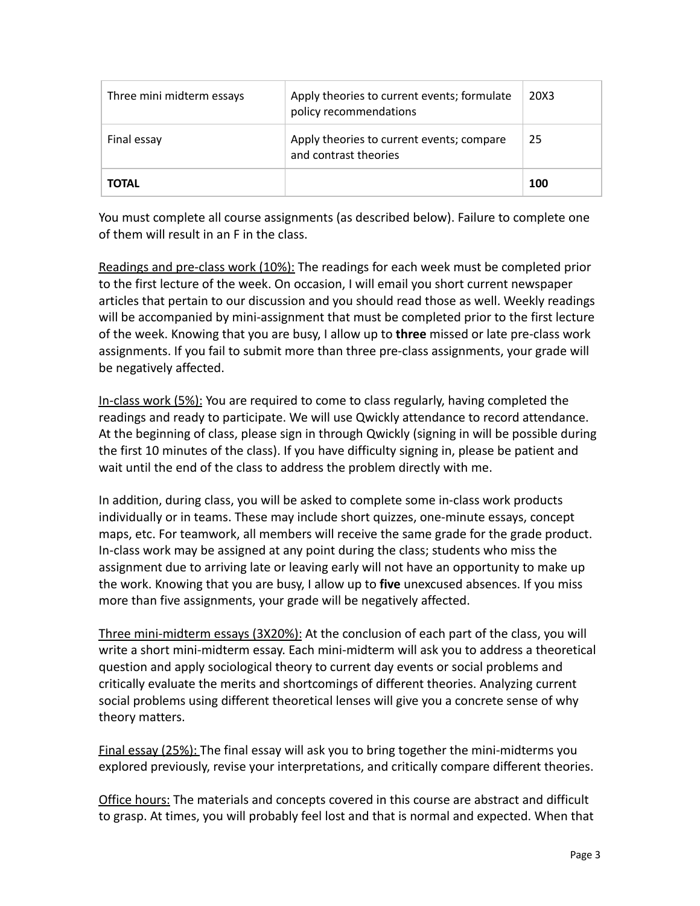| Three mini midterm essays | Apply theories to current events; formulate policy recommendations | 20X3 |
|---|---|---|
| Final essay | Apply theories to current events; compare and contrast theories | 25 |
| **TOTAL** | | **100** |

You must complete all course assignments (as described below). Failure to complete one of them will result in an F in the class.

Readings and pre-class work (10%): The readings for each week must be completed prior to the first lecture of the week. On occasion, I will email you short current newspaper articles that pertain to our discussion and you should read those as well. Weekly readings will be accompanied by mini-assignment that must be completed prior to the first lecture of the week. Knowing that you are busy, I allow up to **three** missed or late pre-class work assignments. If you fail to submit more than three pre-class assignments, your grade will be negatively affected.

In-class work (5%): You are required to come to class regularly, having completed the readings and ready to participate. We will use Qwickly attendance to record attendance. At the beginning of class, please sign in through Qwickly (signing in will be possible during the first 10 minutes of the class). If you have difficulty signing in, please be patient and wait until the end of the class to address the problem directly with me.

In addition, during class, you will be asked to complete some in-class work products individually or in teams. These may include short quizzes, one-minute essays, concept maps, etc. For teamwork, all members will receive the same grade for the grade product. In-class work may be assigned at any point during the class; students who miss the assignment due to arriving late or leaving early will not have an opportunity to make up the work. Knowing that you are busy, I allow up to **five** unexcused absences. If you miss more than five assignments, your grade will be negatively affected.

Three mini-midterm essays (3X20%): At the conclusion of each part of the class, you will write a short mini-midterm essay. Each mini-midterm will ask you to address a theoretical question and apply sociological theory to current day events or social problems and critically evaluate the merits and shortcomings of different theories. Analyzing current social problems using different theoretical lenses will give you a concrete sense of why theory matters.

Final essay (25%): The final essay will ask you to bring together the mini-midterms you explored previously, revise your interpretations, and critically compare different theories.

Office hours: The materials and concepts covered in this course are abstract and difficult to grasp. At times, you will probably feel lost and that is normal and expected. When that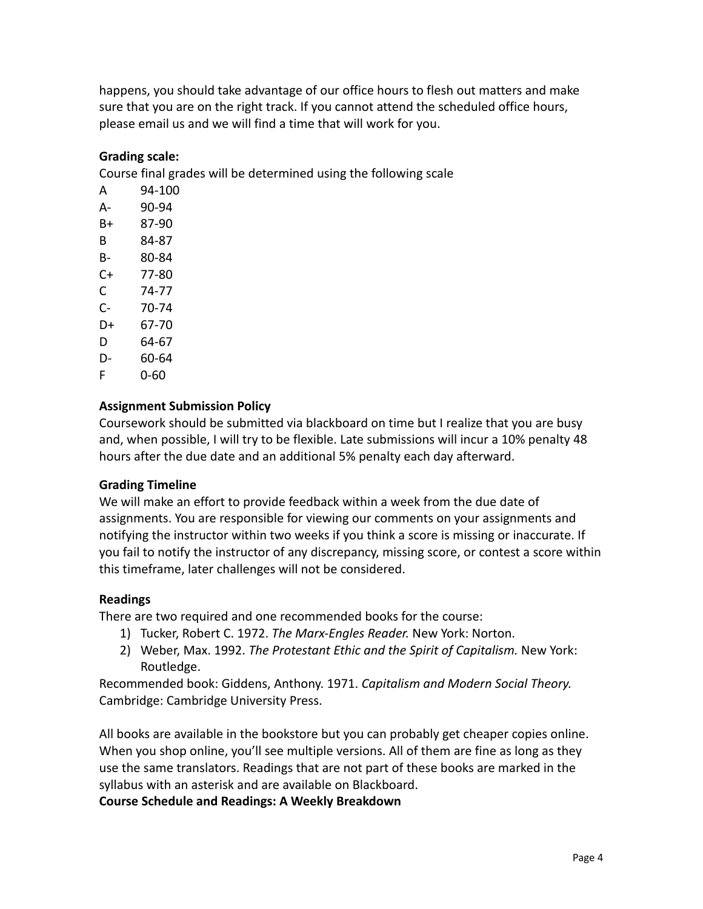happens, you should take advantage of our office hours to flesh out matters and make sure that you are on the right track. If you cannot attend the scheduled office hours, please email us and we will find a time that will work for you.

**Grading scale:**

Course final grades will be determined using the following scale

| | |
|---|---|
| A | 94-100 |
| A- | 90-94 |
| B+ | 87-90 |
| B | 84-87 |
| B- | 80-84 |
| C+ | 77-80 |
| C | 74-77 |
| C- | 70-74 |
| D+ | 67-70 |
| D | 64-67 |
| D- | 60-64 |
| F | 0-60 |

**Assignment Submission Policy**

Coursework should be submitted via blackboard on time but I realize that you are busy and, when possible, I will try to be flexible. Late submissions will incur a 10% penalty 48 hours after the due date and an additional 5% penalty each day afterward.

**Grading Timeline**

We will make an effort to provide feedback within a week from the due date of assignments. You are responsible for viewing our comments on your assignments and notifying the instructor within two weeks if you think a score is missing or inaccurate. If you fail to notify the instructor of any discrepancy, missing score, or contest a score within this timeframe, later challenges will not be considered.

**Readings**

There are two required and one recommended books for the course:

1) Tucker, Robert C. 1972. *The Marx-Engles Reader.* New York: Norton.
2) Weber, Max. 1992. *The Protestant Ethic and the Spirit of Capitalism.* New York: Routledge.

Recommended book: Giddens, Anthony. 1971. *Capitalism and Modern Social Theory.* Cambridge: Cambridge University Press.

All books are available in the bookstore but you can probably get cheaper copies online. When you shop online, you'll see multiple versions. All of them are fine as long as they use the same translators. Readings that are not part of these books are marked in the syllabus with an asterisk and are available on Blackboard.

**Course Schedule and Readings: A Weekly Breakdown**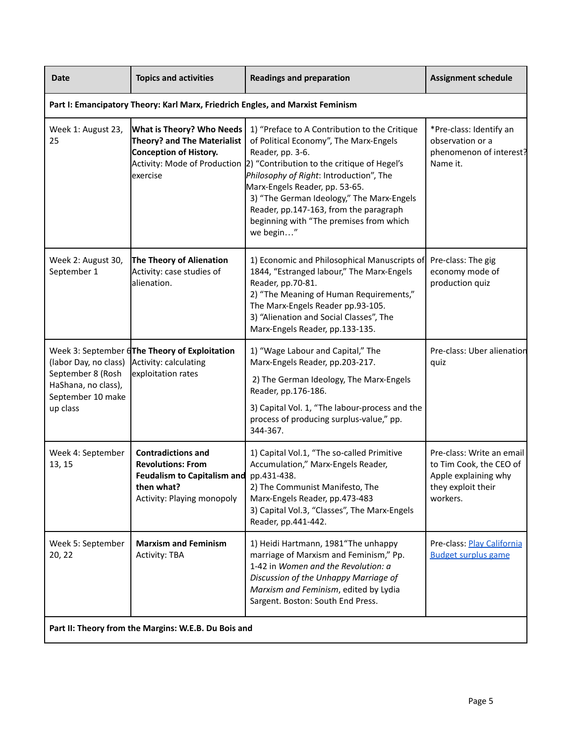| Date | Topics and activities | Readings and preparation | Assignment schedule |
|---|---|---|---|
| **Part I: Emancipatory Theory: Karl Marx, Friedrich Engles, and Marxist Feminism** | | | |
| Week 1: August 23, 25 | **What is Theory? Who Needs Theory? and The Materialist Conception of History.**<br>Activity: Mode of Production exercise | 1) "Preface to A Contribution to the Critique of Political Economy", The Marx-Engels Reader, pp. 3-6.<br>2) "Contribution to the critique of Hegel's *Philosophy of Right*: Introduction", The Marx-Engels Reader, pp. 53-65.<br>3) "The German Ideology," The Marx-Engels Reader, pp.147-163, from the paragraph beginning with "The premises from which we begin…" | *Pre-class: Identify an observation or a phenomenon of interest? Name it. |
| Week 2: August 30, September 1 | **The Theory of Alienation**<br>Activity: case studies of alienation. | 1) Economic and Philosophical Manuscripts of 1844, "Estranged labour," The Marx-Engels Reader, pp.70-81.<br>2) "The Meaning of Human Requirements," The Marx-Engels Reader pp.93-105.<br>3) "Alienation and Social Classes", The Marx-Engels Reader, pp.133-135. | Pre-class: The gig economy mode of production quiz |
| Week 3: September 6 (labor Day, no class) September 8 (Rosh HaShana, no class), September 10 make up class | **The Theory of Exploitation**<br>Activity: calculating exploitation rates | 1) "Wage Labour and Capital," The Marx-Engels Reader, pp.203-217.<br>2) The German Ideology, The Marx-Engels Reader, pp.176-186.<br>3) Capital Vol. 1, "The labour-process and the process of producing surplus-value," pp. 344-367. | Pre-class: Uber alienation quiz |
| Week 4: September 13, 15 | **Contradictions and Revolutions: From Feudalism to Capitalism and then what?**<br>Activity: Playing monopoly | 1) Capital Vol.1, "The so-called Primitive Accumulation," Marx-Engels Reader, pp.431-438.<br>2) The Communist Manifesto, The Marx-Engels Reader, pp.473-483<br>3) Capital Vol.3, "Classes", The Marx-Engels Reader, pp.441-442. | Pre-class: Write an email to Tim Cook, the CEO of Apple explaining why they exploit their workers. |
| Week 5: September 20, 22 | **Marxism and Feminism**<br>Activity: TBA | 1) Heidi Hartmann, 1981"The unhappy marriage of Marxism and Feminism," Pp. 1-42 in *Women and the Revolution: a Discussion of the Unhappy Marriage of Marxism and Feminism*, edited by Lydia Sargent. Boston: South End Press. | Pre-class: Play California Budget surplus game |
| **Part II: Theory from the Margins: W.E.B. Du Bois and** | | | |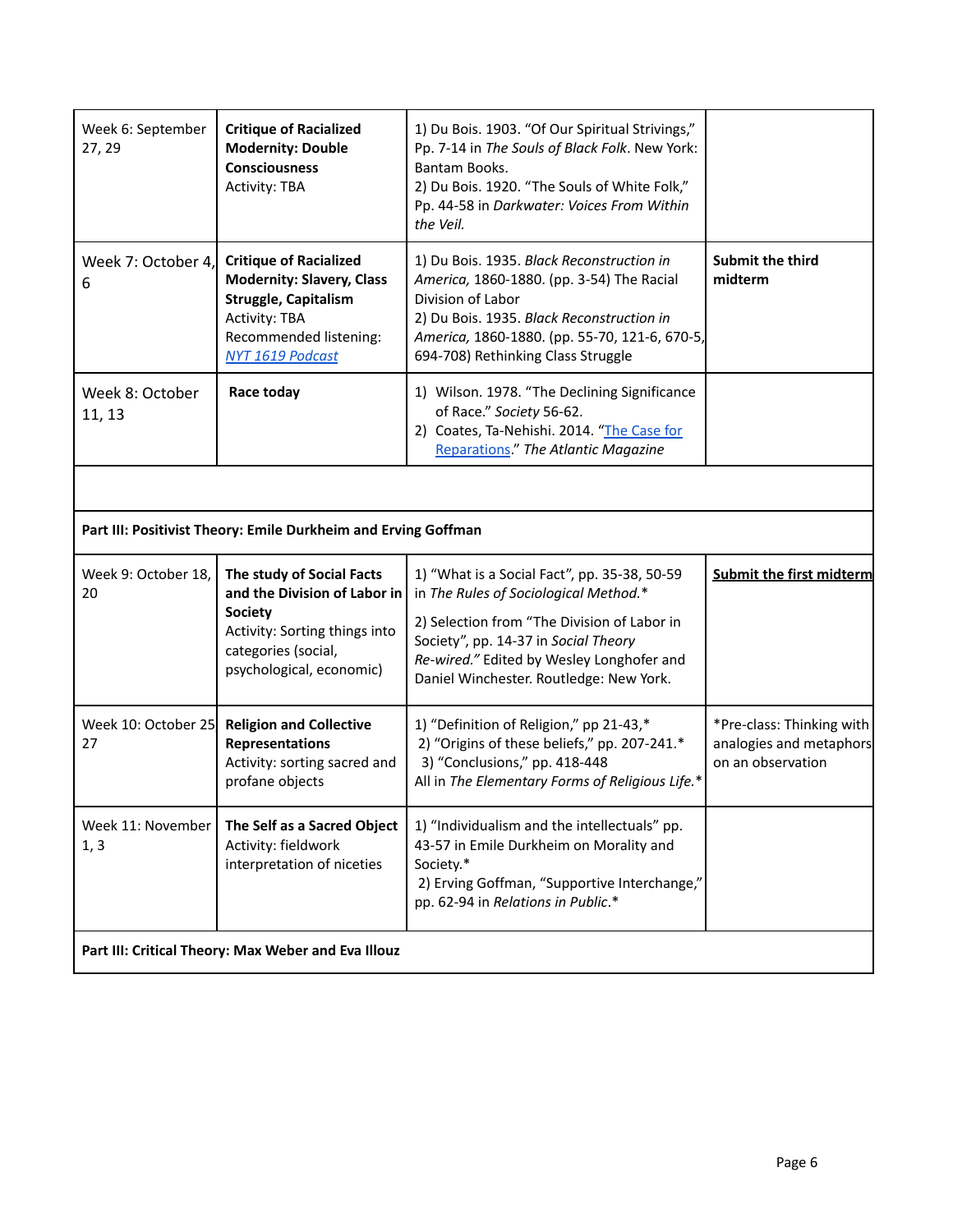| | | | |
|---|---|---|---|
| Week 6: September 27, 29 | **Critique of Racialized Modernity: Double Consciousness**<br>Activity: TBA | 1) Du Bois. 1903. "Of Our Spiritual Strivings," Pp. 7-14 in *The Souls of Black Folk*. New York: Bantam Books.<br>2) Du Bois. 1920. "The Souls of White Folk," Pp. 44-58 in *Darkwater: Voices From Within the Veil.* | |
| Week 7: October 4, 6 | **Critique of Racialized Modernity: Slavery, Class Struggle, Capitalism**<br>Activity: TBA<br>Recommended listening: [*NYT 1619 Podcast*]() | 1) Du Bois. 1935. *Black Reconstruction in America,* 1860-1880. (pp. 3-54) The Racial Division of Labor<br>2) Du Bois. 1935. *Black Reconstruction in America,* 1860-1880. (pp. 55-70, 121-6, 670-5, 694-708) Rethinking Class Struggle | **Submit the third midterm** |
| Week 8: October 11, 13 | **Race today** | 1) Wilson. 1978. "The Declining Significance of Race." *Society* 56-62.<br>2) Coates, Ta-Nehishi. 2014. "[The Case for Reparations]()." *The Atlantic Magazine* | |
| | | | |
| **Part III: Positivist Theory: Emile Durkheim and Erving Goffman** | | | |
| Week 9: October 18, 20 | **The study of Social Facts and the Division of Labor in Society**<br>Activity: Sorting things into categories (social, psychological, economic) | 1) "What is a Social Fact", pp. 35-38, 50-59 in *The Rules of Sociological Method.**<br>2) Selection from "The Division of Labor in Society", pp. 14-37 in *Social Theory Re-wired."* Edited by Wesley Longhofer and Daniel Winchester. Routledge: New York. | **<u>Submit the first midterm</u>** |
| Week 10: October 25, 27 | **Religion and Collective Representations**<br>Activity: sorting sacred and profane objects | 1) "Definition of Religion," pp 21-43,*<br>2) "Origins of these beliefs," pp. 207-241.*<br>3) "Conclusions," pp. 418-448<br>All in *The Elementary Forms of Religious Life.** | *Pre-class: Thinking with analogies and metaphors on an observation |
| Week 11: November 1, 3 | **The Self as a Sacred Object**<br>Activity: fieldwork interpretation of niceties | 1) "Individualism and the intellectuals" pp. 43-57 in Emile Durkheim on Morality and Society.*<br>2) Erving Goffman, "Supportive Interchange," pp. 62-94 in *Relations in Public*.* | |
| **Part III: Critical Theory: Max Weber and Eva Illouz** | | | |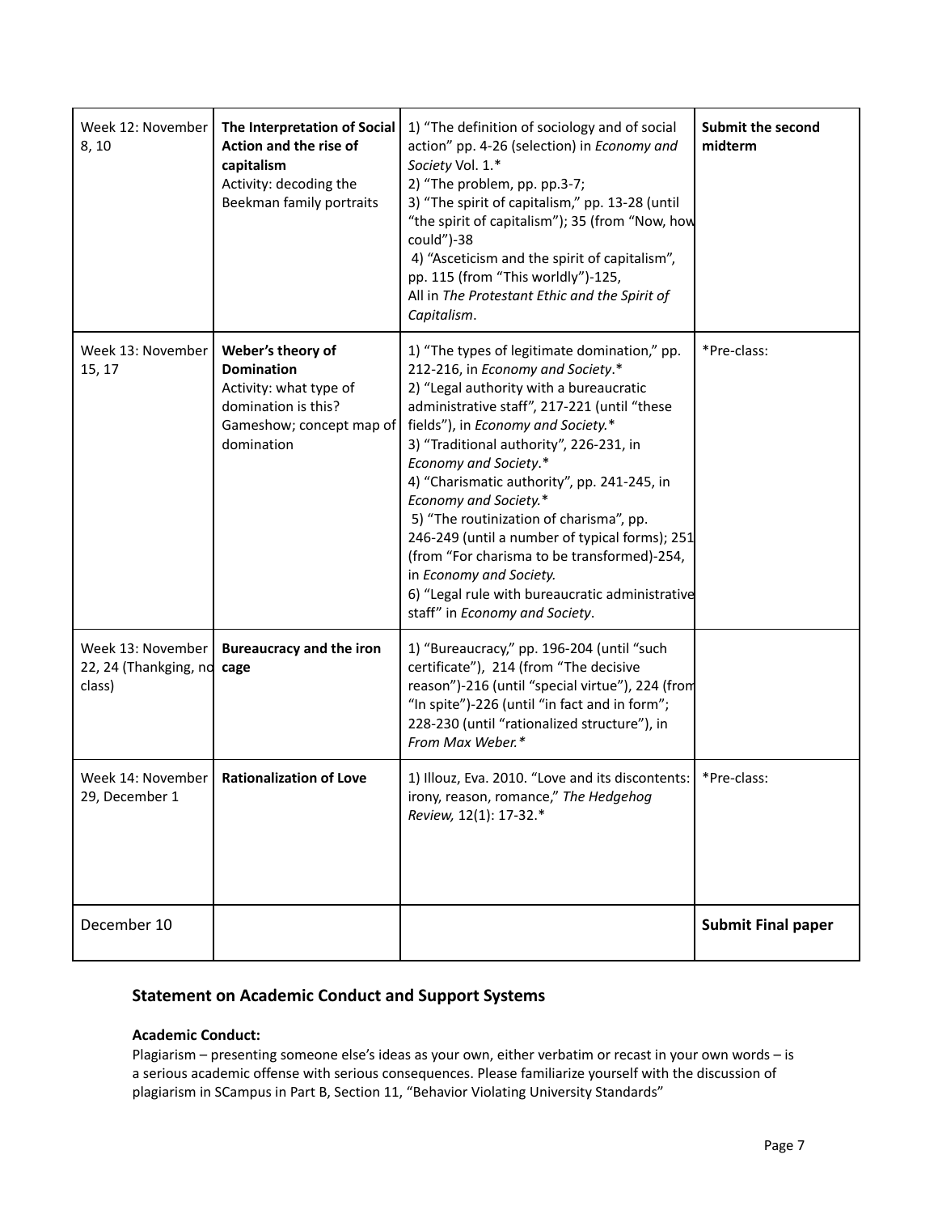| | | | |
|---|---|---|---|
| Week 12: November 8, 10 | **The Interpretation of Social Action and the rise of capitalism**<br>Activity: decoding the Beekman family portraits | 1) "The definition of sociology and of social action" pp. 4-26 (selection) in *Economy and Society* Vol. 1.*<br>2) "The problem, pp. pp.3-7;<br>3) "The spirit of capitalism," pp. 13-28 (until "the spirit of capitalism"); 35 (from "Now, how could")-38<br>4) "Asceticism and the spirit of capitalism", pp. 115 (from "This worldly")-125,<br>All in *The Protestant Ethic and the Spirit of Capitalism*. | **Submit the second midterm** |
| Week 13: November 15, 17 | **Weber's theory of Domination**<br>Activity: what type of domination is this? Gameshow; concept map of domination | 1) "The types of legitimate domination," pp. 212-216, in *Economy and Society*.*<br>2) "Legal authority with a bureaucratic administrative staff", 217-221 (until "these fields"), in *Economy and Society.**<br>3) "Traditional authority", 226-231, in *Economy and Society*.*<br>4) "Charismatic authority", pp. 241-245, in *Economy and Society.**<br>5) "The routinization of charisma", pp. 246-249 (until a number of typical forms); 251 (from "For charisma to be transformed)-254, in *Economy and Society.*<br>6) "Legal rule with bureaucratic administrative staff" in *Economy and Society*. | *Pre-class: |
| Week 13: November 22, 24 (Thankging, no class) | **Bureaucracy and the iron cage** | 1) "Bureaucracy," pp. 196-204 (until "such certificate"), 214 (from "The decisive reason")-216 (until "special virtue"), 224 (from "In spite")-226 (until "in fact and in form"; 228-230 (until "rationalized structure"), in *From Max Weber.** | |
| Week 14: November 29, December 1 | **Rationalization of Love** | 1) Illouz, Eva. 2010. "Love and its discontents: irony, reason, romance," *The Hedgehog Review,* 12(1): 17-32.* | *Pre-class: |
| December 10 | | | **Submit Final paper** |

## Statement on Academic Conduct and Support Systems

### Academic Conduct:

Plagiarism – presenting someone else's ideas as your own, either verbatim or recast in your own words – is a serious academic offense with serious consequences. Please familiarize yourself with the discussion of plagiarism in SCampus in Part B, Section 11, "Behavior Violating University Standards"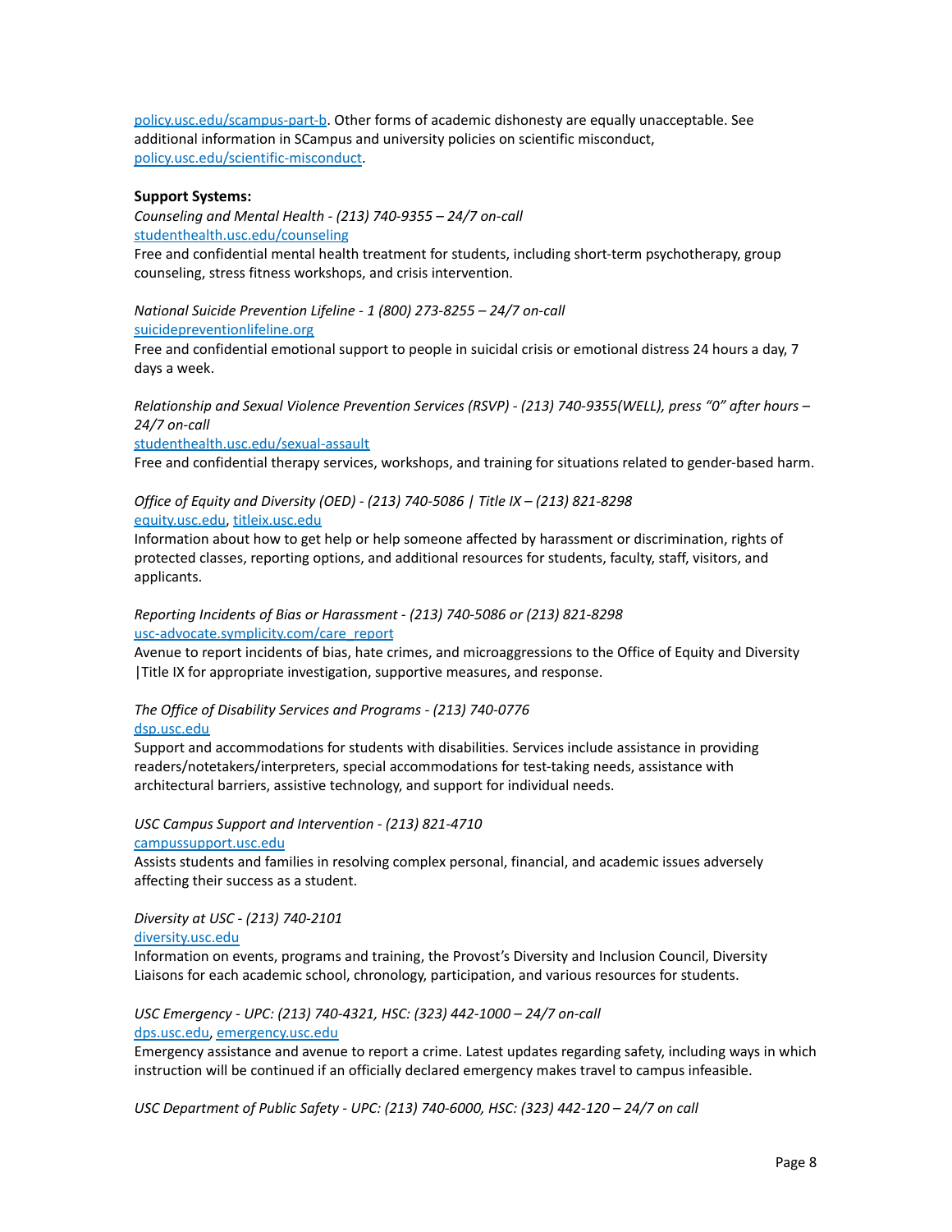policy.usc.edu/scampus-part-b. Other forms of academic dishonesty are equally unacceptable. See additional information in SCampus and university policies on scientific misconduct, policy.usc.edu/scientific-misconduct.

**Support Systems:**

*Counseling and Mental Health - (213) 740-9355 – 24/7 on-call*
studenthealth.usc.edu/counseling
Free and confidential mental health treatment for students, including short-term psychotherapy, group counseling, stress fitness workshops, and crisis intervention.

*National Suicide Prevention Lifeline - 1 (800) 273-8255 – 24/7 on-call*
suicidepreventionlifeline.org
Free and confidential emotional support to people in suicidal crisis or emotional distress 24 hours a day, 7 days a week.

*Relationship and Sexual Violence Prevention Services (RSVP) - (213) 740-9355(WELL), press "0" after hours – 24/7 on-call*
studenthealth.usc.edu/sexual-assault
Free and confidential therapy services, workshops, and training for situations related to gender-based harm.

*Office of Equity and Diversity (OED) - (213) 740-5086 | Title IX – (213) 821-8298*
equity.usc.edu, titleix.usc.edu
Information about how to get help or help someone affected by harassment or discrimination, rights of protected classes, reporting options, and additional resources for students, faculty, staff, visitors, and applicants.

*Reporting Incidents of Bias or Harassment - (213) 740-5086 or (213) 821-8298*
usc-advocate.symplicity.com/care_report
Avenue to report incidents of bias, hate crimes, and microaggressions to the Office of Equity and Diversity |Title IX for appropriate investigation, supportive measures, and response.

*The Office of Disability Services and Programs - (213) 740-0776*
dsp.usc.edu
Support and accommodations for students with disabilities. Services include assistance in providing readers/notetakers/interpreters, special accommodations for test-taking needs, assistance with architectural barriers, assistive technology, and support for individual needs.

*USC Campus Support and Intervention - (213) 821-4710*
campussupport.usc.edu
Assists students and families in resolving complex personal, financial, and academic issues adversely affecting their success as a student.

*Diversity at USC - (213) 740-2101*
diversity.usc.edu
Information on events, programs and training, the Provost's Diversity and Inclusion Council, Diversity Liaisons for each academic school, chronology, participation, and various resources for students.

*USC Emergency - UPC: (213) 740-4321, HSC: (323) 442-1000 – 24/7 on-call*
dps.usc.edu, emergency.usc.edu
Emergency assistance and avenue to report a crime. Latest updates regarding safety, including ways in which instruction will be continued if an officially declared emergency makes travel to campus infeasible.

*USC Department of Public Safety - UPC: (213) 740-6000, HSC: (323) 442-120 – 24/7 on call*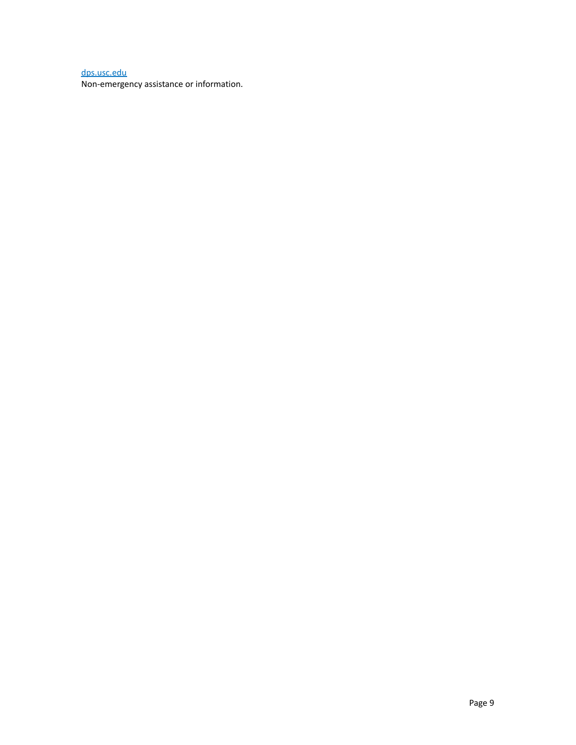[dps.usc.edu](https://dps.usc.edu)
Non-emergency assistance or information.